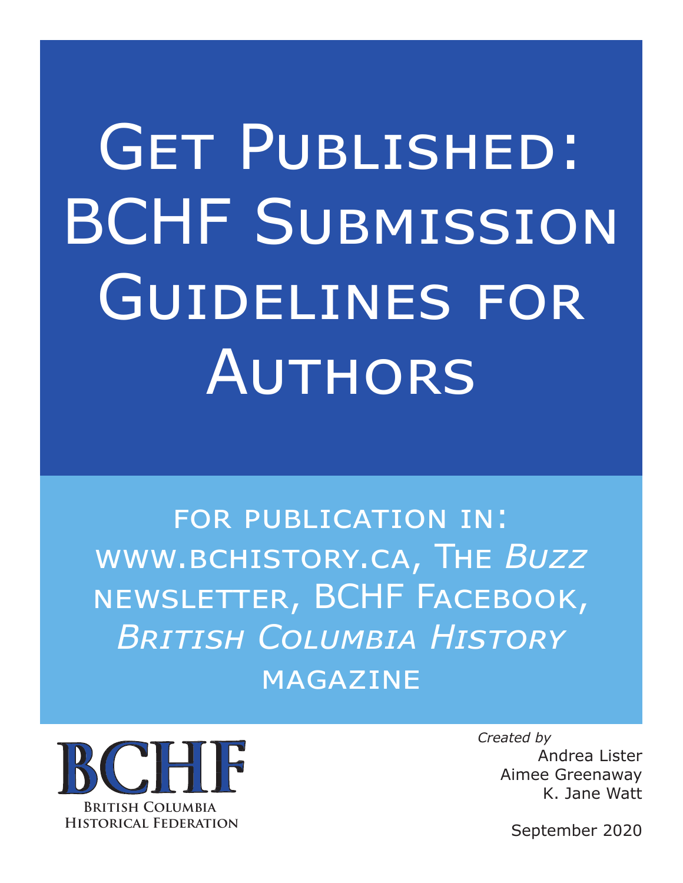# Get Published: BCHF Submission Guidelines for Authors

for publication in:
www.bchistory.ca, The *Buzz* newsletter, BCHF Facebook, *British Columbia History* magazine

BCHF
British Columbia Historical Federation

*Created by*
Andrea Lister
Aimee Greenaway
K. Jane Watt

September 2020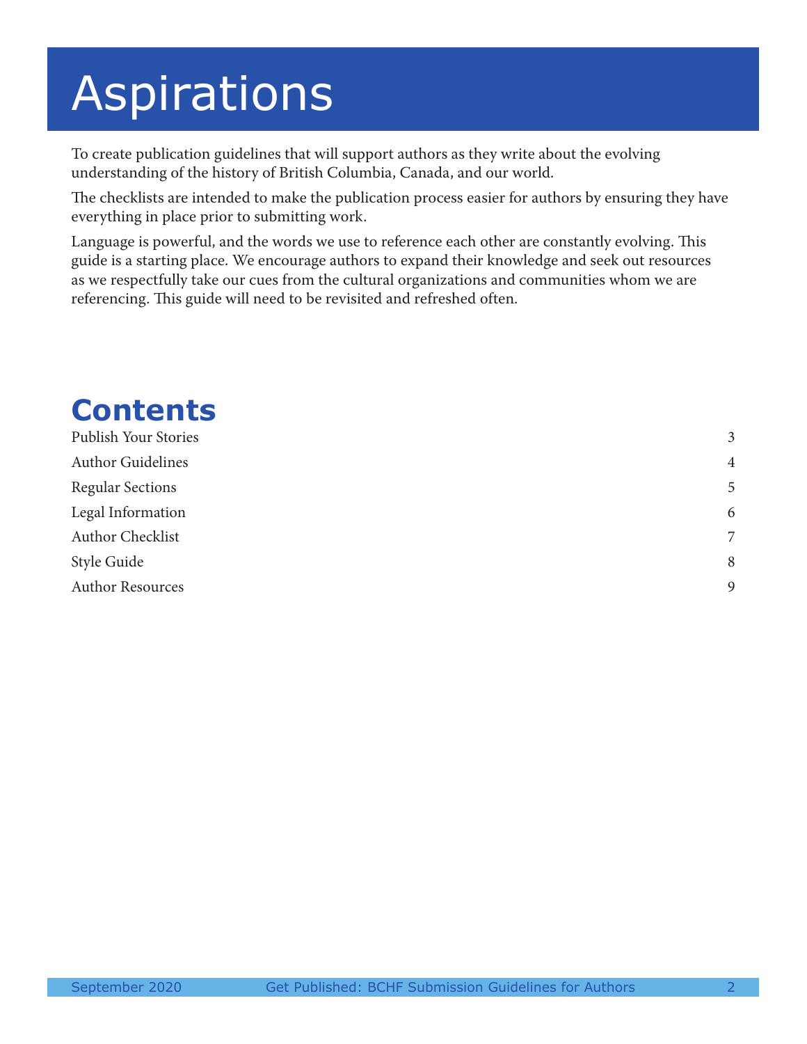# Aspirations

To create publication guidelines that will support authors as they write about the evolving understanding of the history of British Columbia, Canada, and our world.

The checklists are intended to make the publication process easier for authors by ensuring they have everything in place prior to submitting work.

Language is powerful, and the words we use to reference each other are constantly evolving. This guide is a starting place. We encourage authors to expand their knowledge and seek out resources as we respectfully take our cues from the cultural organizations and communities whom we are referencing. This guide will need to be revisited and refreshed often.

## Contents

| | |
|---|---|
| Publish Your Stories | 3 |
| Author Guidelines | 4 |
| Regular Sections | 5 |
| Legal Information | 6 |
| Author Checklist | 7 |
| Style Guide | 8 |
| Author Resources | 9 |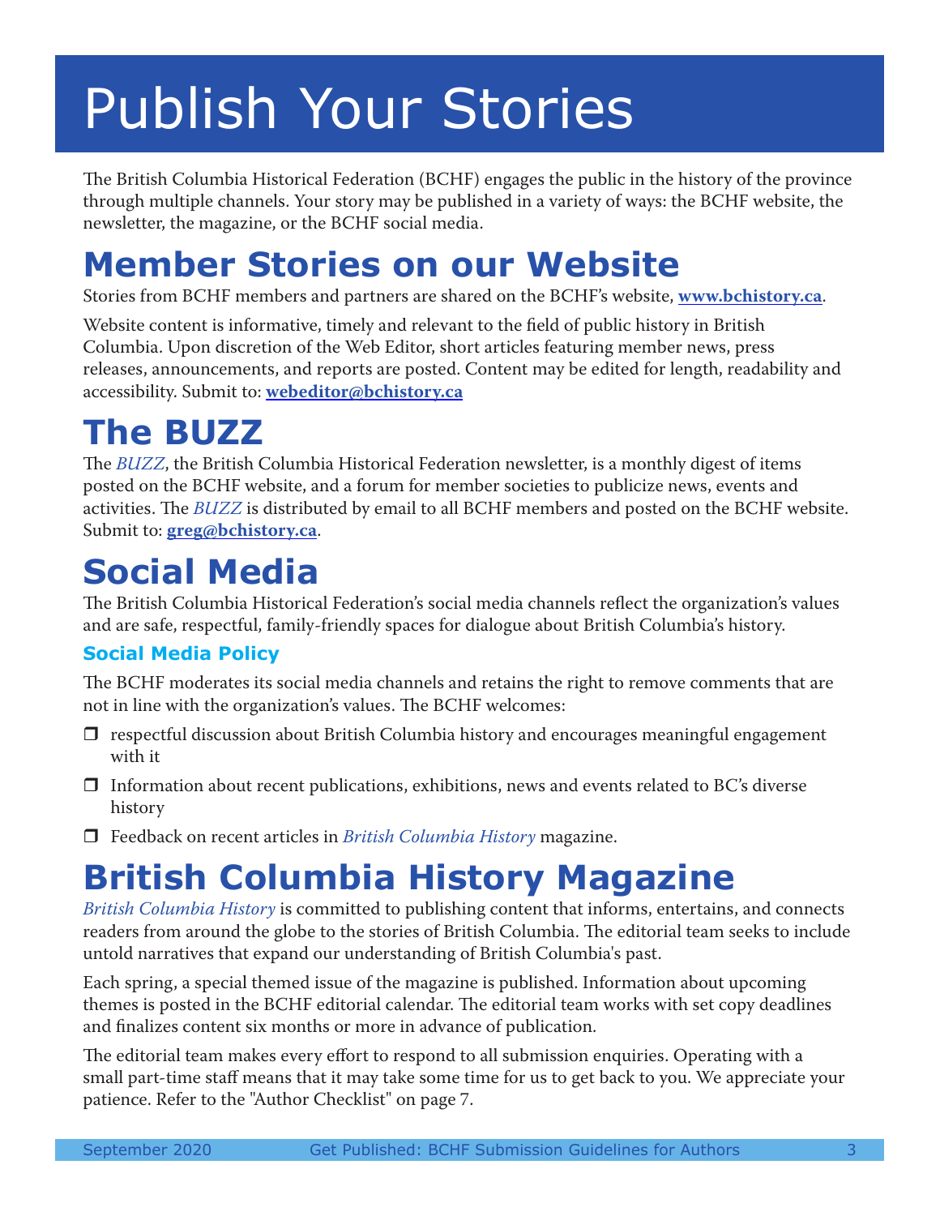# Publish Your Stories

The British Columbia Historical Federation (BCHF) engages the public in the history of the province through multiple channels. Your story may be published in a variety of ways: the BCHF website, the newsletter, the magazine, or the BCHF social media.

## Member Stories on our Website

Stories from BCHF members and partners are shared on the BCHF's website, **www.bchistory.ca**.

Website content is informative, timely and relevant to the field of public history in British Columbia. Upon discretion of the Web Editor, short articles featuring member news, press releases, announcements, and reports are posted. Content may be edited for length, readability and accessibility. Submit to: **webeditor@bchistory.ca**

## The BUZZ

The *BUZZ*, the British Columbia Historical Federation newsletter, is a monthly digest of items posted on the BCHF website, and a forum for member societies to publicize news, events and activities. The *BUZZ* is distributed by email to all BCHF members and posted on the BCHF website. Submit to: **greg@bchistory.ca**.

## Social Media

The British Columbia Historical Federation's social media channels reflect the organization's values and are safe, respectful, family-friendly spaces for dialogue about British Columbia's history.

### Social Media Policy

The BCHF moderates its social media channels and retains the right to remove comments that are not in line with the organization's values. The BCHF welcomes:

- respectful discussion about British Columbia history and encourages meaningful engagement with it
- Information about recent publications, exhibitions, news and events related to BC's diverse history
- Feedback on recent articles in *British Columbia History* magazine.

## British Columbia History Magazine

*British Columbia History* is committed to publishing content that informs, entertains, and connects readers from around the globe to the stories of British Columbia. The editorial team seeks to include untold narratives that expand our understanding of British Columbia's past.

Each spring, a special themed issue of the magazine is published. Information about upcoming themes is posted in the BCHF editorial calendar. The editorial team works with set copy deadlines and finalizes content six months or more in advance of publication.

The editorial team makes every effort to respond to all submission enquiries. Operating with a small part-time staff means that it may take some time for us to get back to you. We appreciate your patience. Refer to the "Author Checklist" on page 7.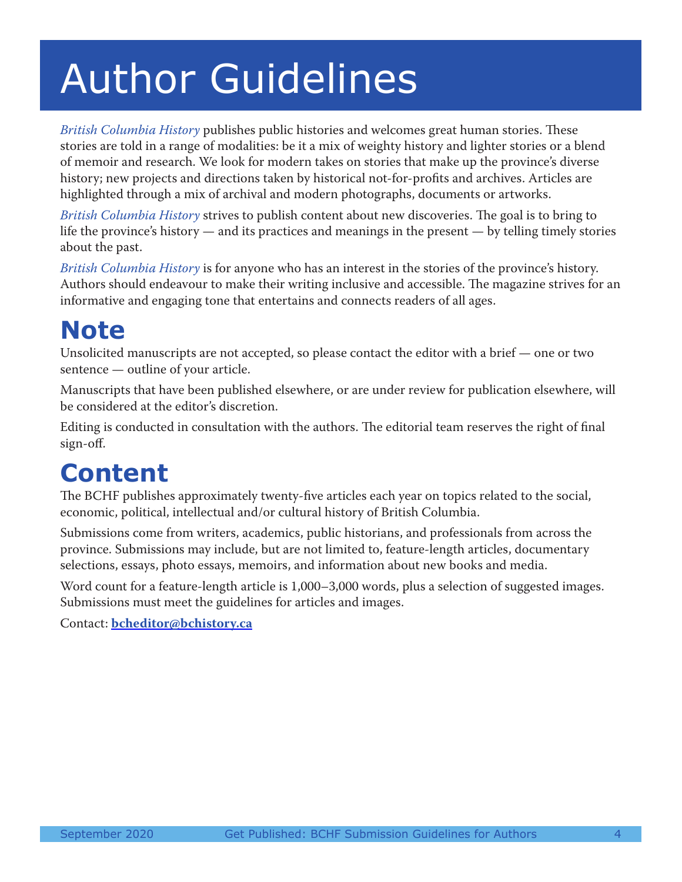# Author Guidelines

*British Columbia History* publishes public histories and welcomes great human stories. These stories are told in a range of modalities: be it a mix of weighty history and lighter stories or a blend of memoir and research. We look for modern takes on stories that make up the province's diverse history; new projects and directions taken by historical not-for-profits and archives. Articles are highlighted through a mix of archival and modern photographs, documents or artworks.

*British Columbia History* strives to publish content about new discoveries. The goal is to bring to life the province's history — and its practices and meanings in the present — by telling timely stories about the past.

*British Columbia History* is for anyone who has an interest in the stories of the province's history. Authors should endeavour to make their writing inclusive and accessible. The magazine strives for an informative and engaging tone that entertains and connects readers of all ages.

## Note

Unsolicited manuscripts are not accepted, so please contact the editor with a brief — one or two sentence — outline of your article.

Manuscripts that have been published elsewhere, or are under review for publication elsewhere, will be considered at the editor's discretion.

Editing is conducted in consultation with the authors. The editorial team reserves the right of final sign-off.

## Content

The BCHF publishes approximately twenty-five articles each year on topics related to the social, economic, political, intellectual and/or cultural history of British Columbia.

Submissions come from writers, academics, public historians, and professionals from across the province. Submissions may include, but are not limited to, feature-length articles, documentary selections, essays, photo essays, memoirs, and information about new books and media.

Word count for a feature-length article is 1,000–3,000 words, plus a selection of suggested images. Submissions must meet the guidelines for articles and images.

Contact: **bcheditor@bchistory.ca**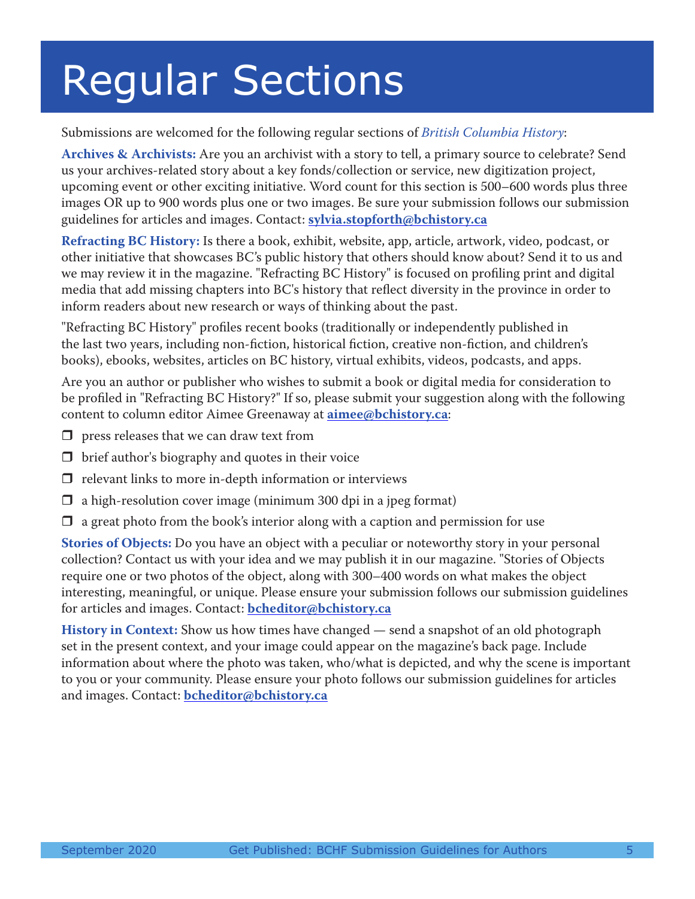# Regular Sections

Submissions are welcomed for the following regular sections of *British Columbia History*:

**Archives & Archivists:** Are you an archivist with a story to tell, a primary source to celebrate? Send us your archives-related story about a key fonds/collection or service, new digitization project, upcoming event or other exciting initiative. Word count for this section is 500–600 words plus three images OR up to 900 words plus one or two images. Be sure your submission follows our submission guidelines for articles and images. Contact: **sylvia.stopforth@bchistory.ca**

**Refracting BC History:** Is there a book, exhibit, website, app, article, artwork, video, podcast, or other initiative that showcases BC's public history that others should know about? Send it to us and we may review it in the magazine. "Refracting BC History" is focused on profiling print and digital media that add missing chapters into BC's history that reflect diversity in the province in order to inform readers about new research or ways of thinking about the past.

"Refracting BC History" profiles recent books (traditionally or independently published in the last two years, including non-fiction, historical fiction, creative non-fiction, and children's books), ebooks, websites, articles on BC history, virtual exhibits, videos, podcasts, and apps.

Are you an author or publisher who wishes to submit a book or digital media for consideration to be profiled in "Refracting BC History?" If so, please submit your suggestion along with the following content to column editor Aimee Greenaway at **aimee@bchistory.ca**:

- ❒ press releases that we can draw text from
- ❒ brief author's biography and quotes in their voice
- ❒ relevant links to more in-depth information or interviews
- ❒ a high-resolution cover image (minimum 300 dpi in a jpeg format)
- ❒ a great photo from the book's interior along with a caption and permission for use

**Stories of Objects:** Do you have an object with a peculiar or noteworthy story in your personal collection? Contact us with your idea and we may publish it in our magazine. "Stories of Objects require one or two photos of the object, along with 300–400 words on what makes the object interesting, meaningful, or unique. Please ensure your submission follows our submission guidelines for articles and images. Contact: **bcheditor@bchistory.ca**

**History in Context:** Show us how times have changed — send a snapshot of an old photograph set in the present context, and your image could appear on the magazine's back page. Include information about where the photo was taken, who/what is depicted, and why the scene is important to you or your community. Please ensure your photo follows our submission guidelines for articles and images. Contact: **bcheditor@bchistory.ca**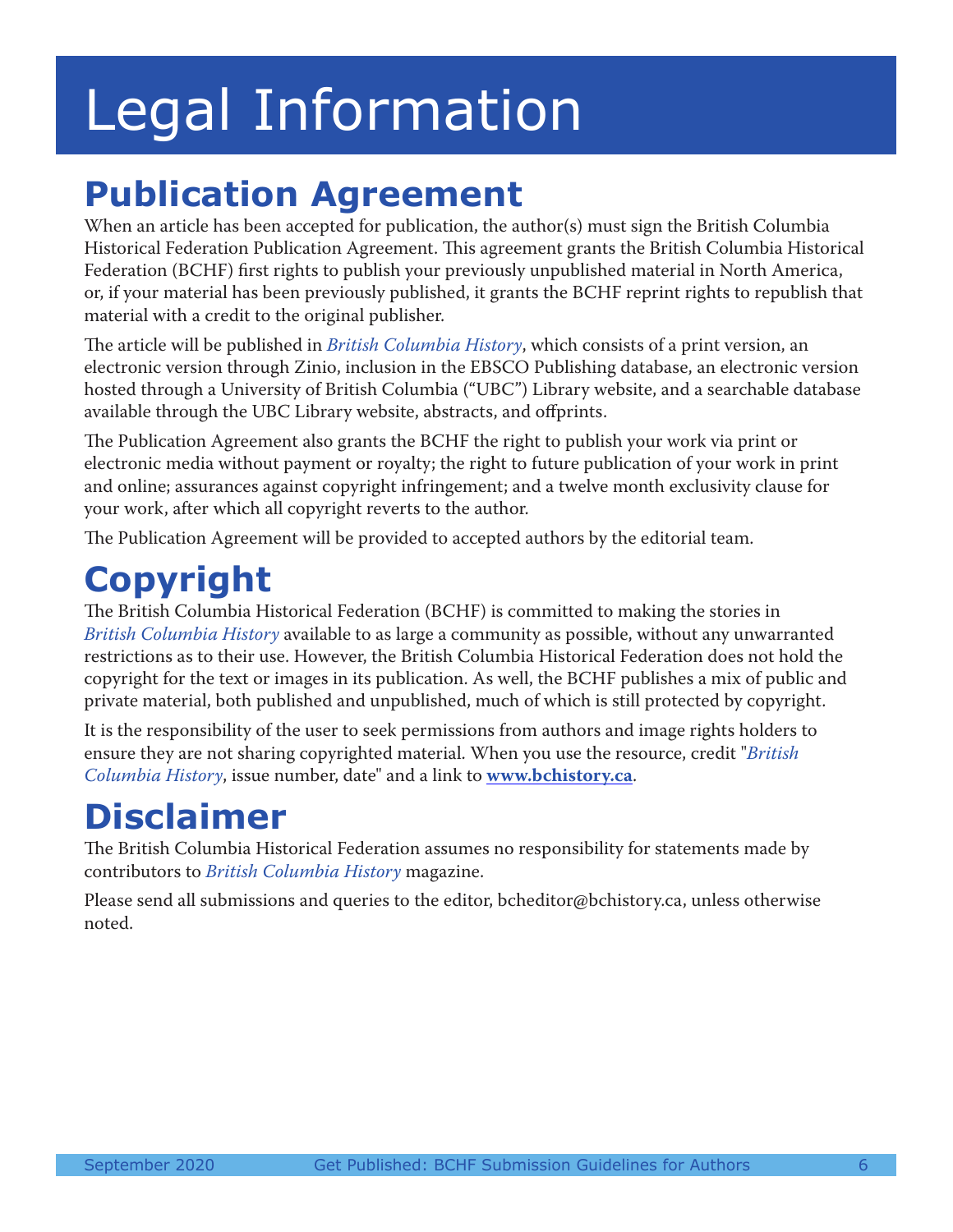# Legal Information

## Publication Agreement

When an article has been accepted for publication, the author(s) must sign the British Columbia Historical Federation Publication Agreement. This agreement grants the British Columbia Historical Federation (BCHF) first rights to publish your previously unpublished material in North America, or, if your material has been previously published, it grants the BCHF reprint rights to republish that material with a credit to the original publisher.

The article will be published in *British Columbia History*, which consists of a print version, an electronic version through Zinio, inclusion in the EBSCO Publishing database, an electronic version hosted through a University of British Columbia ("UBC") Library website, and a searchable database available through the UBC Library website, abstracts, and offprints.

The Publication Agreement also grants the BCHF the right to publish your work via print or electronic media without payment or royalty; the right to future publication of your work in print and online; assurances against copyright infringement; and a twelve month exclusivity clause for your work, after which all copyright reverts to the author.

The Publication Agreement will be provided to accepted authors by the editorial team.

## Copyright

The British Columbia Historical Federation (BCHF) is committed to making the stories in *British Columbia History* available to as large a community as possible, without any unwarranted restrictions as to their use. However, the British Columbia Historical Federation does not hold the copyright for the text or images in its publication. As well, the BCHF publishes a mix of public and private material, both published and unpublished, much of which is still protected by copyright.

It is the responsibility of the user to seek permissions from authors and image rights holders to ensure they are not sharing copyrighted material. When you use the resource, credit "*British Columbia History*, issue number, date" and a link to **www.bchistory.ca**.

## Disclaimer

The British Columbia Historical Federation assumes no responsibility for statements made by contributors to *British Columbia History* magazine.

Please send all submissions and queries to the editor, bcheditor@bchistory.ca, unless otherwise noted.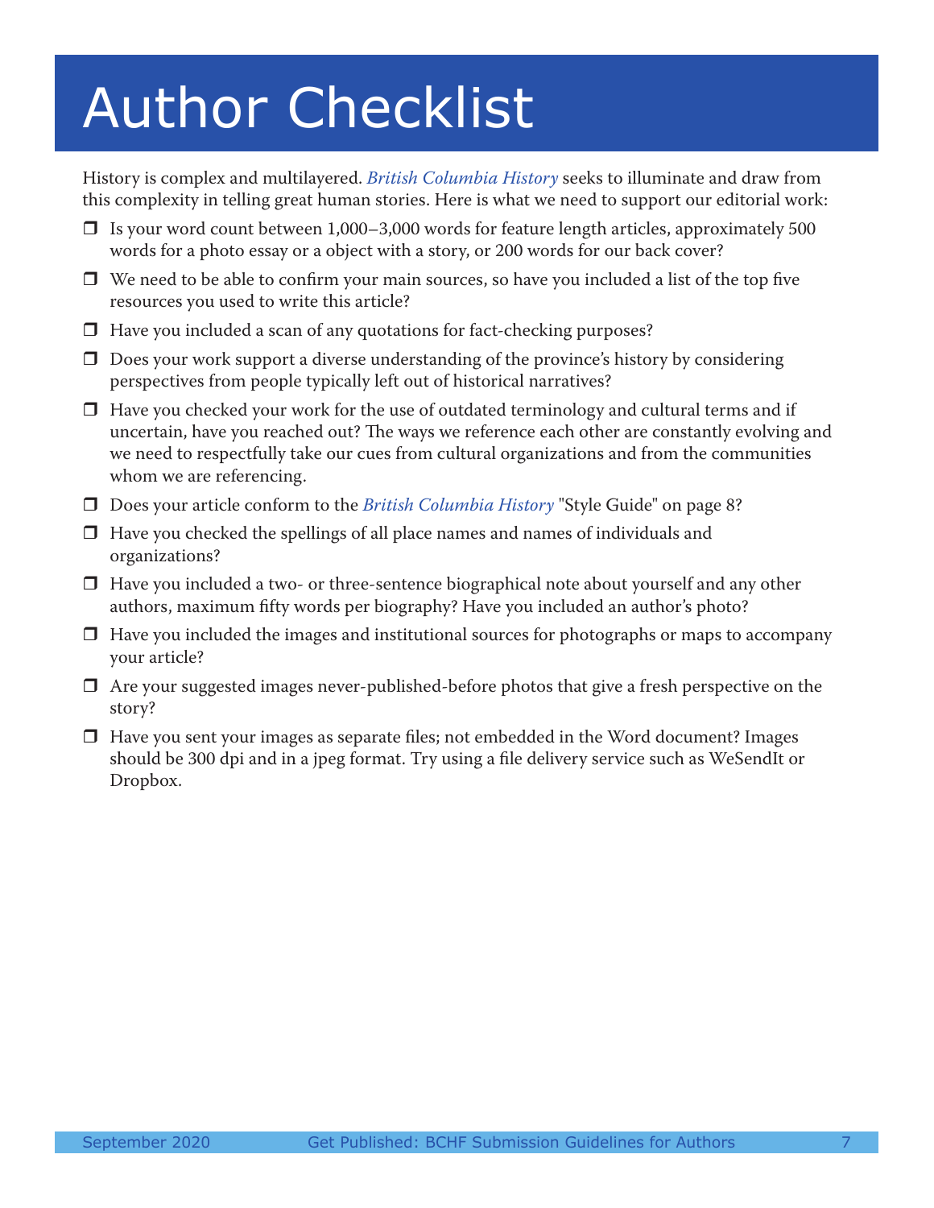# Author Checklist

History is complex and multilayered. *British Columbia History* seeks to illuminate and draw from this complexity in telling great human stories. Here is what we need to support our editorial work:

- ❒ Is your word count between 1,000–3,000 words for feature length articles, approximately 500 words for a photo essay or a object with a story, or 200 words for our back cover?
- ❒ We need to be able to confirm your main sources, so have you included a list of the top five resources you used to write this article?
- ❒ Have you included a scan of any quotations for fact-checking purposes?
- ❒ Does your work support a diverse understanding of the province's history by considering perspectives from people typically left out of historical narratives?
- ❒ Have you checked your work for the use of outdated terminology and cultural terms and if uncertain, have you reached out? The ways we reference each other are constantly evolving and we need to respectfully take our cues from cultural organizations and from the communities whom we are referencing.
- ❒ Does your article conform to the *British Columbia History* "Style Guide" on page 8?
- ❒ Have you checked the spellings of all place names and names of individuals and organizations?
- ❒ Have you included a two- or three-sentence biographical note about yourself and any other authors, maximum fifty words per biography? Have you included an author's photo?
- ❒ Have you included the images and institutional sources for photographs or maps to accompany your article?
- ❒ Are your suggested images never-published-before photos that give a fresh perspective on the story?
- ❒ Have you sent your images as separate files; not embedded in the Word document? Images should be 300 dpi and in a jpeg format. Try using a file delivery service such as WeSendIt or Dropbox.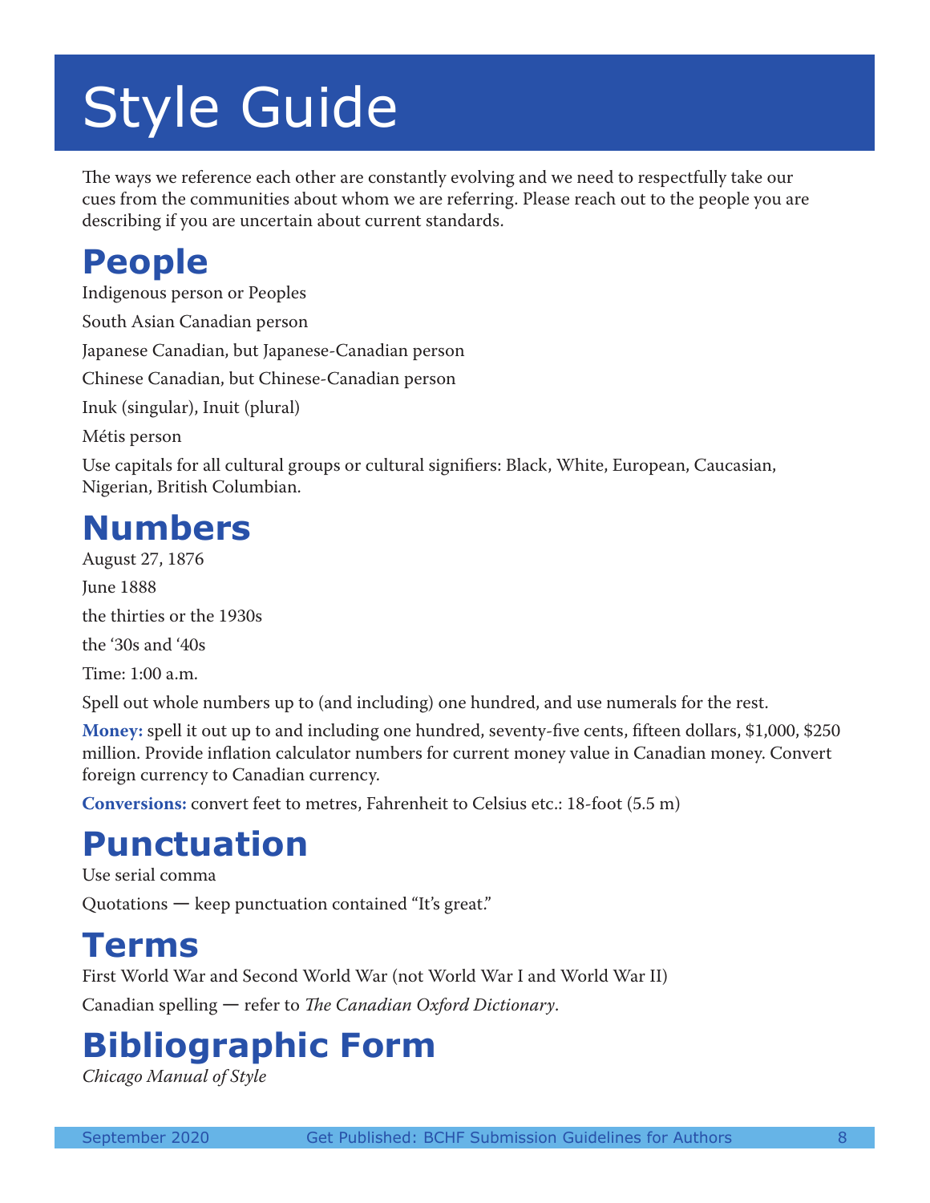# Style Guide

The ways we reference each other are constantly evolving and we need to respectfully take our cues from the communities about whom we are referring. Please reach out to the people you are describing if you are uncertain about current standards.

## People

Indigenous person or Peoples

South Asian Canadian person

Japanese Canadian, but Japanese-Canadian person

Chinese Canadian, but Chinese-Canadian person

Inuk (singular), Inuit (plural)

Métis person

Use capitals for all cultural groups or cultural signifiers: Black, White, European, Caucasian, Nigerian, British Columbian.

## Numbers

August 27, 1876

June 1888

the thirties or the 1930s

the ‘30s and ‘40s

Time: 1:00 a.m.

Spell out whole numbers up to (and including) one hundred, and use numerals for the rest.

**Money:** spell it out up to and including one hundred, seventy-five cents, fifteen dollars, $1,000, $250 million. Provide inflation calculator numbers for current money value in Canadian money. Convert foreign currency to Canadian currency.

**Conversions:** convert feet to metres, Fahrenheit to Celsius etc.: 18-foot (5.5 m)

## Punctuation

Use serial comma

Quotations — keep punctuation contained “It’s great.”

## Terms

First World War and Second World War (not World War I and World War II)

Canadian spelling — refer to *The Canadian Oxford Dictionary*.

## Bibliographic Form

*Chicago Manual of Style*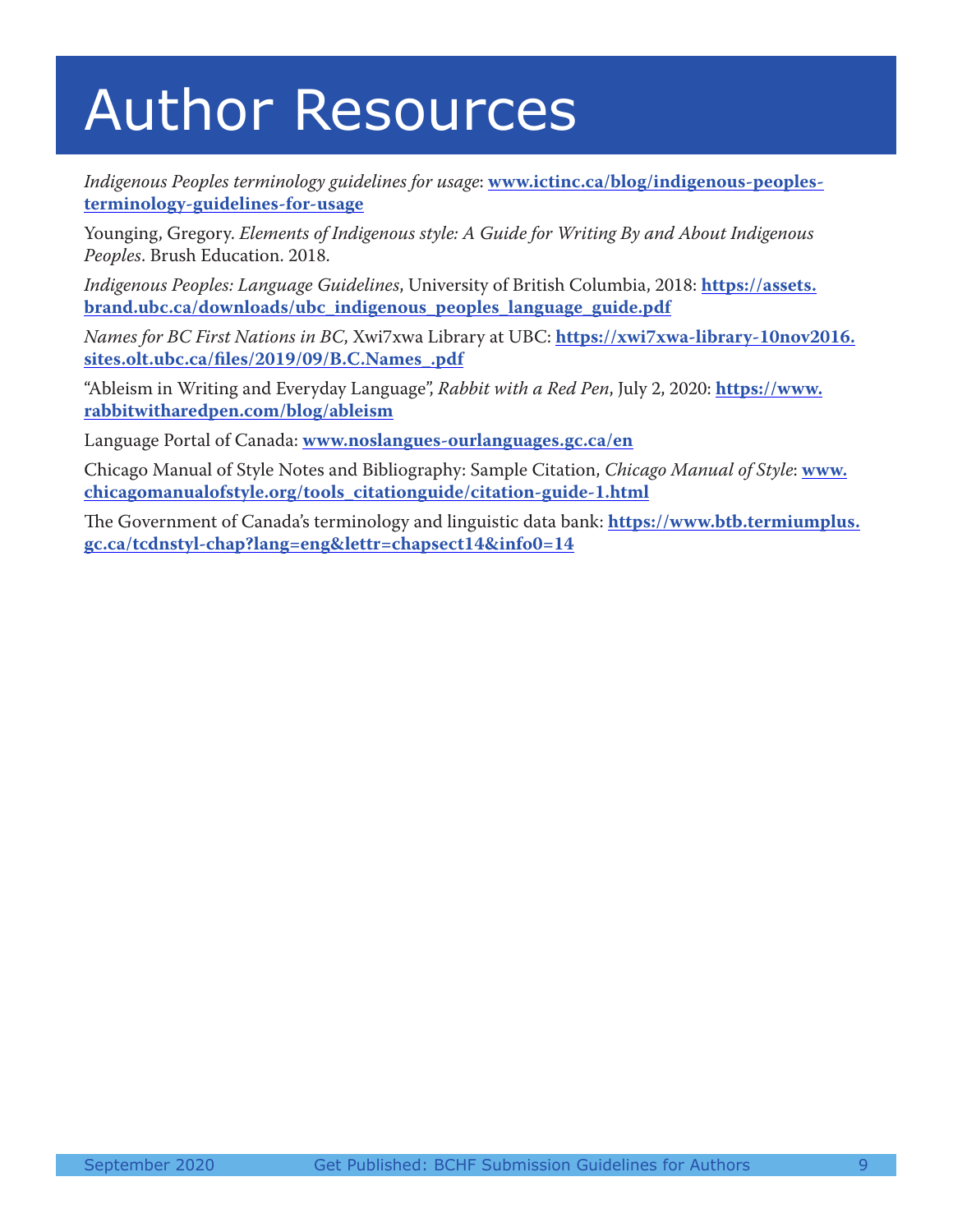# Author Resources

*Indigenous Peoples terminology guidelines for usage*: **[www.ictinc.ca/blog/indigenous-peoples-terminology-guidelines-for-usage](www.ictinc.ca/blog/indigenous-peoples-terminology-guidelines-for-usage)**

Younging, Gregory. *Elements of Indigenous style: A Guide for Writing By and About Indigenous Peoples*. Brush Education. 2018.

*Indigenous Peoples: Language Guidelines*, University of British Columbia, 2018: **[https://assets.brand.ubc.ca/downloads/ubc_indigenous_peoples_language_guide.pdf](https://assets.brand.ubc.ca/downloads/ubc_indigenous_peoples_language_guide.pdf)**

*Names for BC First Nations in BC*, Xwi7xwa Library at UBC: **[https://xwi7xwa-library-10nov2016.sites.olt.ubc.ca/files/2019/09/B.C.Names_.pdf](https://xwi7xwa-library-10nov2016.sites.olt.ubc.ca/files/2019/09/B.C.Names_.pdf)**

"Ableism in Writing and Everyday Language", *Rabbit with a Red Pen*, July 2, 2020: **[https://www.rabbitwitharedpen.com/blog/ableism](https://www.rabbitwitharedpen.com/blog/ableism)**

Language Portal of Canada: **[www.noslangues-ourlanguages.gc.ca/en](www.noslangues-ourlanguages.gc.ca/en)**

Chicago Manual of Style Notes and Bibliography: Sample Citation, *Chicago Manual of Style*: **[www.chicagomanualofstyle.org/tools_citationguide/citation-guide-1.html](www.chicagomanualofstyle.org/tools_citationguide/citation-guide-1.html)**

The Government of Canada's terminology and linguistic data bank: **[https://www.btb.termiumplus.gc.ca/tcdnstyl-chap?lang=eng&lettr=chapsect14&info0=14](https://www.btb.termiumplus.gc.ca/tcdnstyl-chap?lang=eng&lettr=chapsect14&info0=14)**